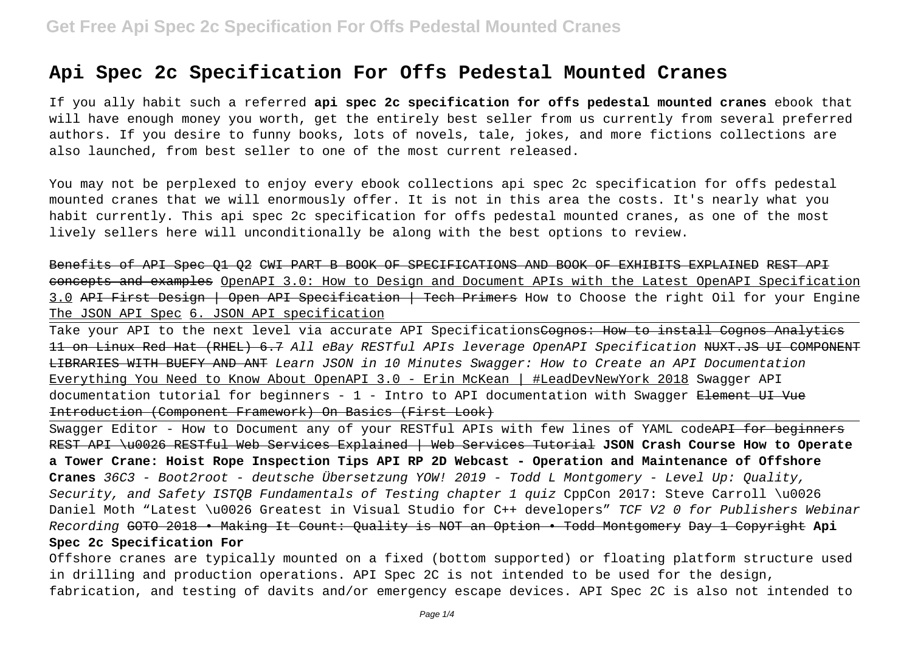# Api Spec 2c Specification For Offs Pedestal Mounted Cranes

If you ally habit such a referred **api spec 2c specification for offs pedestal mounted cranes** ebook that will have enough money you worth, get the entirely best seller from us currently from several preferred authors. If you desire to funny books, lots of novels, tale, jokes, and more fictions collections are also launched, from best seller to one of the most current released.

You may not be perplexed to enjoy every ebook collections api spec 2c specification for offs pedestal mounted cranes that we will enormously offer. It is not in this area the costs. It's nearly what you habit currently. This api spec 2c specification for offs pedestal mounted cranes, as one of the most lively sellers here will unconditionally be along with the best options to review.

~~Benefits of API Spec Q1 Q2~~ ~~CWI PART B BOOK OF SPECIFICATIONS AND BOOK OF EXHIBITS EXPLAINED~~ ~~REST API concepts and examples~~ OpenAPI 3.0: How to Design and Document APIs with the Latest OpenAPI Specification 3.0 ~~API First Design | Open API Specification | Tech Primers~~ How to Choose the right Oil for your Engine The JSON API Spec 6. JSON API specification

Take your API to the next level via accurate API Specifications ~~Cognos: How to install Cognos Analytics 11 on Linux Red Hat (RHEL) 6.7~~ *All eBay RESTful APIs leverage OpenAPI Specification* ~~NUXT.JS UI COMPONENT LIBRARIES WITH BUEFY AND ANT~~ *Learn JSON in 10 Minutes Swagger: How to Create an API Documentation* Everything You Need to Know About OpenAPI 3.0 - Erin McKean | #LeadDevNewYork 2018 Swagger API documentation tutorial for beginners - 1 - Intro to API documentation with Swagger ~~Element UI Vue~~ Introduction (Component Framework) On Basics (First Look)

Swagger Editor - How to Document any of your RESTful APIs with few lines of YAML code ~~API for beginners~~ ~~REST API \u0026 RESTful Web Services Explained | Web Services Tutorial~~ **JSON Crash Course How to Operate a Tower Crane: Hoist Rope Inspection Tips API RP 2D Webcast - Operation and Maintenance of Offshore Cranes** *36C3 - Boot2root - deutsche Übersetzung YOW! 2019 - Todd L Montgomery - Level Up: Quality, Security, and Safety ISTQB Fundamentals of Testing chapter 1 quiz* CppCon 2017: Steve Carroll \u0026 Daniel Moth "Latest \u0026 Greatest in Visual Studio for C++ developers" *TCF V2 0 for Publishers Webinar Recording* ~~GOTO 2018 • Making It Count: Quality is NOT an Option • Todd Montgomery~~ ~~Day 1 Copyright~~ **Api Spec 2c Specification For**

Offshore cranes are typically mounted on a fixed (bottom supported) or floating platform structure used in drilling and production operations. API Spec 2C is not intended to be used for the design, fabrication, and testing of davits and/or emergency escape devices. API Spec 2C is also not intended to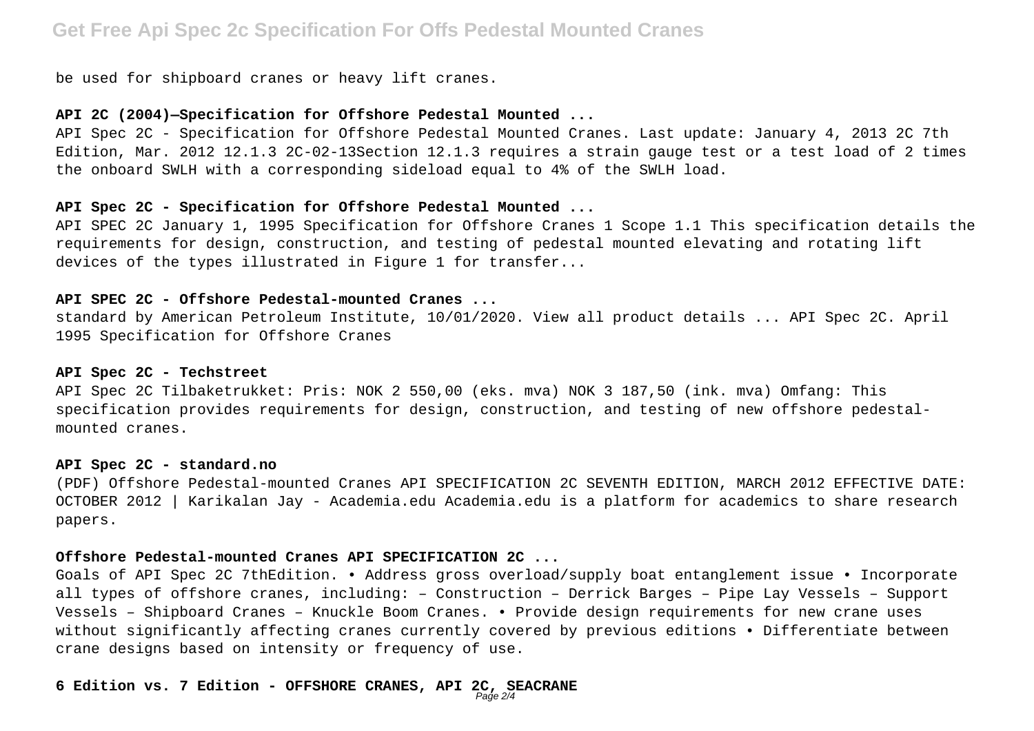be used for shipboard cranes or heavy lift cranes.

**API 2C (2004)—Specification for Offshore Pedestal Mounted ...**

API Spec 2C - Specification for Offshore Pedestal Mounted Cranes. Last update: January 4, 2013 2C 7th Edition, Mar. 2012 12.1.3 2C-02-13Section 12.1.3 requires a strain gauge test or a test load of 2 times the onboard SWLH with a corresponding sideload equal to 4% of the SWLH load.

**API Spec 2C - Specification for Offshore Pedestal Mounted ...**

API SPEC 2C January 1, 1995 Specification for Offshore Cranes 1 Scope 1.1 This specification details the requirements for design, construction, and testing of pedestal mounted elevating and rotating lift devices of the types illustrated in Figure 1 for transfer...

**API SPEC 2C - Offshore Pedestal-mounted Cranes ...**

standard by American Petroleum Institute, 10/01/2020. View all product details ... API Spec 2C. April 1995 Specification for Offshore Cranes

**API Spec 2C - Techstreet**

API Spec 2C Tilbaketrukket: Pris: NOK 2 550,00 (eks. mva) NOK 3 187,50 (ink. mva) Omfang: This specification provides requirements for design, construction, and testing of new offshore pedestal-mounted cranes.

**API Spec 2C - standard.no**

(PDF) Offshore Pedestal-mounted Cranes API SPECIFICATION 2C SEVENTH EDITION, MARCH 2012 EFFECTIVE DATE: OCTOBER 2012 | Karikalan Jay - Academia.edu Academia.edu is a platform for academics to share research papers.

**Offshore Pedestal-mounted Cranes API SPECIFICATION 2C ...**

Goals of API Spec 2C 7thEdition. • Address gross overload/supply boat entanglement issue • Incorporate all types of offshore cranes, including: – Construction – Derrick Barges – Pipe Lay Vessels – Support Vessels – Shipboard Cranes – Knuckle Boom Cranes. • Provide design requirements for new crane uses without significantly affecting cranes currently covered by previous editions • Differentiate between crane designs based on intensity or frequency of use.

**6 Edition vs. 7 Edition - OFFSHORE CRANES, API 2C, SEACRANE**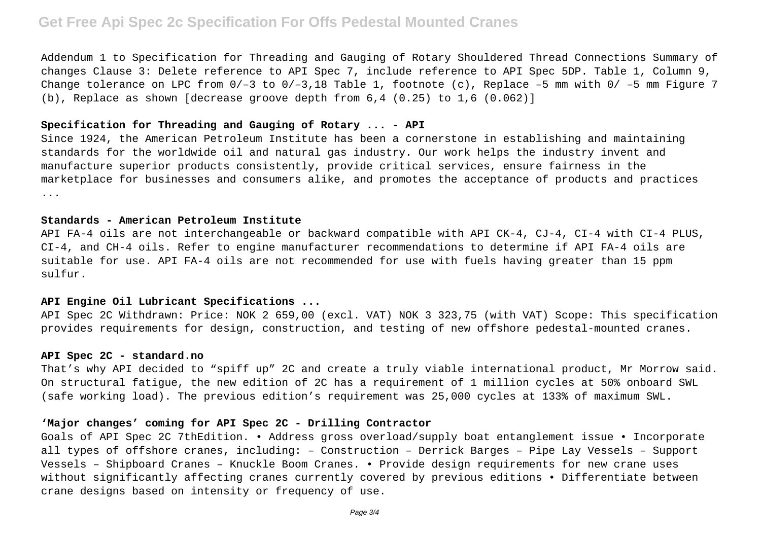Addendum 1 to Specification for Threading and Gauging of Rotary Shouldered Thread Connections Summary of changes Clause 3: Delete reference to API Spec 7, include reference to API Spec 5DP. Table 1, Column 9, Change tolerance on LPC from 0/–3 to 0/–3,18 Table 1, footnote (c), Replace –5 mm with 0/ –5 mm Figure 7 (b), Replace as shown [decrease groove depth from 6,4 (0.25) to 1,6 (0.062)]

### Specification for Threading and Gauging of Rotary ... - API

Since 1924, the American Petroleum Institute has been a cornerstone in establishing and maintaining standards for the worldwide oil and natural gas industry. Our work helps the industry invent and manufacture superior products consistently, provide critical services, ensure fairness in the marketplace for businesses and consumers alike, and promotes the acceptance of products and practices ...

### Standards - American Petroleum Institute

API FA-4 oils are not interchangeable or backward compatible with API CK-4, CJ-4, CI-4 with CI-4 PLUS, CI-4, and CH-4 oils. Refer to engine manufacturer recommendations to determine if API FA-4 oils are suitable for use. API FA-4 oils are not recommended for use with fuels having greater than 15 ppm sulfur.

### API Engine Oil Lubricant Specifications ...

API Spec 2C Withdrawn: Price: NOK 2 659,00 (excl. VAT) NOK 3 323,75 (with VAT) Scope: This specification provides requirements for design, construction, and testing of new offshore pedestal-mounted cranes.

### API Spec 2C - standard.no

That's why API decided to "spiff up" 2C and create a truly viable international product, Mr Morrow said. On structural fatigue, the new edition of 2C has a requirement of 1 million cycles at 50% onboard SWL (safe working load). The previous edition's requirement was 25,000 cycles at 133% of maximum SWL.

### 'Major changes' coming for API Spec 2C - Drilling Contractor

Goals of API Spec 2C 7thEdition. • Address gross overload/supply boat entanglement issue • Incorporate all types of offshore cranes, including: – Construction – Derrick Barges – Pipe Lay Vessels – Support Vessels – Shipboard Cranes – Knuckle Boom Cranes. • Provide design requirements for new crane uses without significantly affecting cranes currently covered by previous editions • Differentiate between crane designs based on intensity or frequency of use.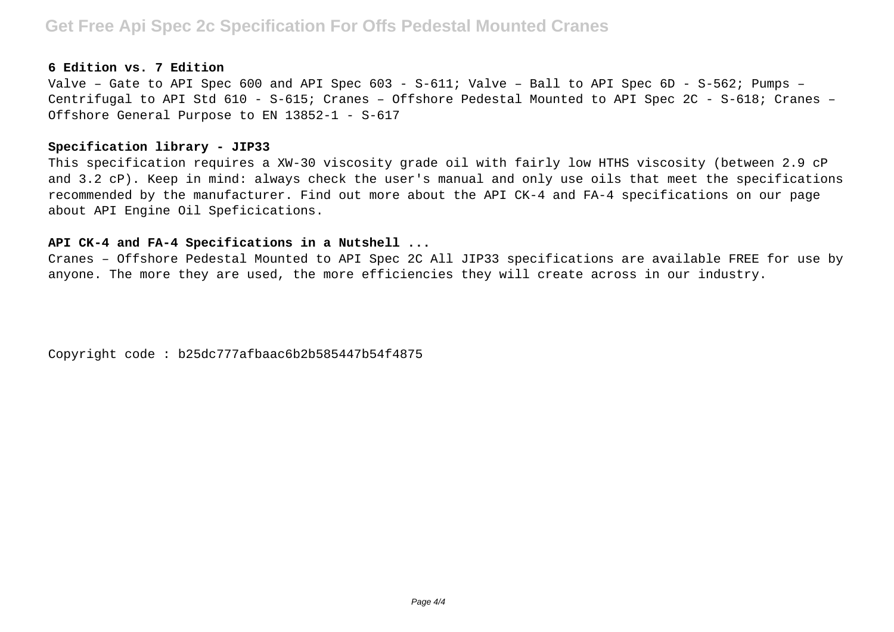**6 Edition vs. 7 Edition**

Valve – Gate to API Spec 600 and API Spec 603 - S-611; Valve – Ball to API Spec 6D - S-562; Pumps – Centrifugal to API Std 610 - S-615; Cranes – Offshore Pedestal Mounted to API Spec 2C - S-618; Cranes – Offshore General Purpose to EN 13852-1 - S-617

**Specification library - JIP33**

This specification requires a XW-30 viscosity grade oil with fairly low HTHS viscosity (between 2.9 cP and 3.2 cP). Keep in mind: always check the user's manual and only use oils that meet the specifications recommended by the manufacturer. Find out more about the API CK-4 and FA-4 specifications on our page about API Engine Oil Speficications.

**API CK-4 and FA-4 Specifications in a Nutshell ...**

Cranes – Offshore Pedestal Mounted to API Spec 2C All JIP33 specifications are available FREE for use by anyone. The more they are used, the more efficiencies they will create across in our industry.

Copyright code : b25dc777afbaac6b2b585447b54f4875